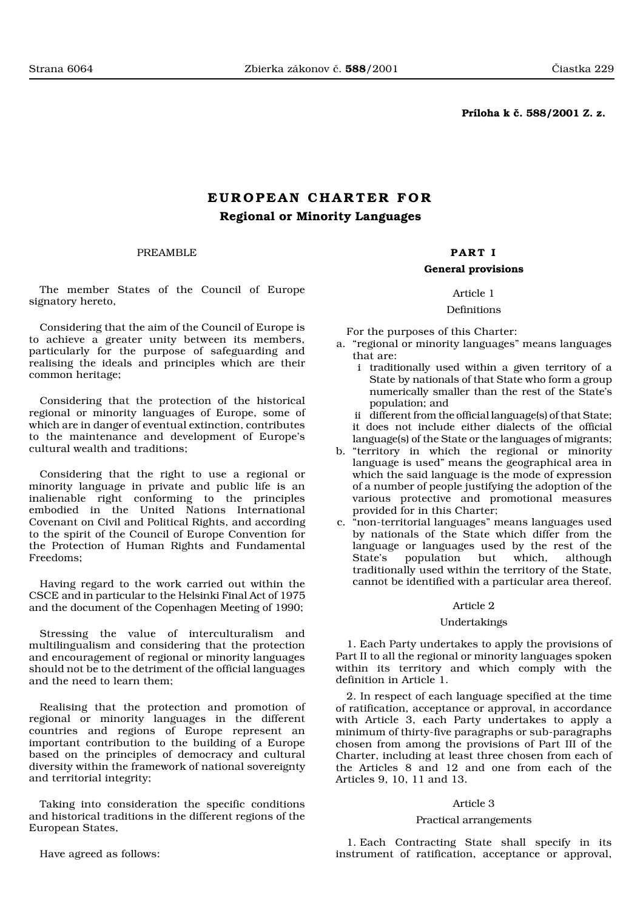**Príloha k č. 588/2001 Z. z.**

# EUROPEAN CHARTER FOR
## Regional or Minority Languages

PREAMBLE

The member States of the Council of Europe signatory hereto,

Considering that the aim of the Council of Europe is to achieve a greater unity between its members, particularly for the purpose of safeguarding and realising the ideals and principles which are their common heritage;

Considering that the protection of the historical regional or minority languages of Europe, some of which are in danger of eventual extinction, contributes to the maintenance and development of Europe's cultural wealth and traditions;

Considering that the right to use a regional or minority language in private and public life is an inalienable right conforming to the principles embodied in the United Nations International Covenant on Civil and Political Rights, and according to the spirit of the Council of Europe Convention for the Protection of Human Rights and Fundamental Freedoms;

Having regard to the work carried out within the CSCE and in particular to the Helsinki Final Act of 1975 and the document of the Copenhagen Meeting of 1990;

Stressing the value of interculturalism and multilingualism and considering that the protection and encouragement of regional or minority languages should not be to the detriment of the official languages and the need to learn them;

Realising that the protection and promotion of regional or minority languages in the different countries and regions of Europe represent an important contribution to the building of a Europe based on the principles of democracy and cultural diversity within the framework of national sovereignty and territorial integrity;

Taking into consideration the specific conditions and historical traditions in the different regions of the European States,

Have agreed as follows:

## PART I
### General provisions

Article 1

Definitions

For the purposes of this Charter:

a. "regional or minority languages" means languages that are:
   i traditionally used within a given territory of a State by nationals of that State who form a group numerically smaller than the rest of the State's population; and
   ii different from the official language(s) of that State;
   it does not include either dialects of the official language(s) of the State or the languages of migrants;
b. "territory in which the regional or minority language is used" means the geographical area in which the said language is the mode of expression of a number of people justifying the adoption of the various protective and promotional measures provided for in this Charter;
c. "non-territorial languages" means languages used by nationals of the State which differ from the language or languages used by the rest of the State's population but which, although traditionally used within the territory of the State, cannot be identified with a particular area thereof.

Article 2

Undertakings

1. Each Party undertakes to apply the provisions of Part II to all the regional or minority languages spoken within its territory and which comply with the definition in Article 1.

2. In respect of each language specified at the time of ratification, acceptance or approval, in accordance with Article 3, each Party undertakes to apply a minimum of thirty-five paragraphs or sub-paragraphs chosen from among the provisions of Part III of the Charter, including at least three chosen from each of the Articles 8 and 12 and one from each of the Articles 9, 10, 11 and 13.

Article 3

Practical arrangements

1. Each Contracting State shall specify in its instrument of ratification, acceptance or approval,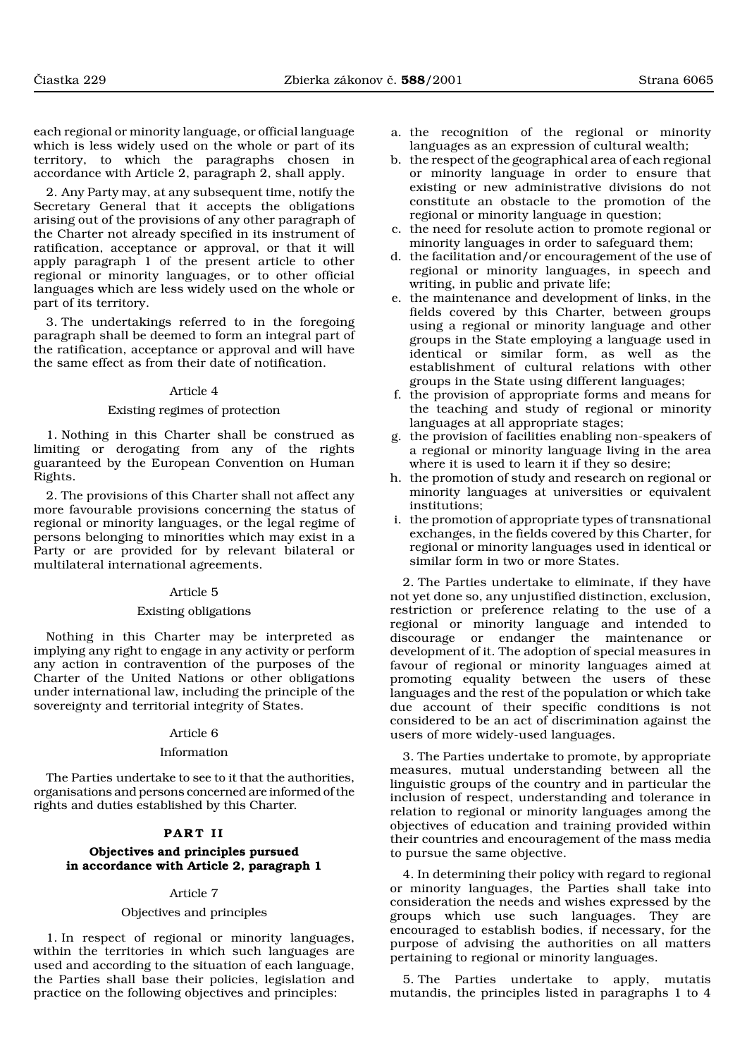each regional or minority language, or official language which is less widely used on the whole or part of its territory, to which the paragraphs chosen in accordance with Article 2, paragraph 2, shall apply.

2. Any Party may, at any subsequent time, notify the Secretary General that it accepts the obligations arising out of the provisions of any other paragraph of the Charter not already specified in its instrument of ratification, acceptance or approval, or that it will apply paragraph 1 of the present article to other regional or minority languages, or to other official languages which are less widely used on the whole or part of its territory.

3. The undertakings referred to in the foregoing paragraph shall be deemed to form an integral part of the ratification, acceptance or approval and will have the same effect as from their date of notification.

### Article 4

### Existing regimes of protection

1. Nothing in this Charter shall be construed as limiting or derogating from any of the rights guaranteed by the European Convention on Human Rights.

2. The provisions of this Charter shall not affect any more favourable provisions concerning the status of regional or minority languages, or the legal regime of persons belonging to minorities which may exist in a Party or are provided for by relevant bilateral or multilateral international agreements.

### Article 5

### Existing obligations

Nothing in this Charter may be interpreted as implying any right to engage in any activity or perform any action in contravention of the purposes of the Charter of the United Nations or other obligations under international law, including the principle of the sovereignty and territorial integrity of States.

### Article 6

### Information

The Parties undertake to see to it that the authorities, organisations and persons concerned are informed of the rights and duties established by this Charter.

## PART II

## Objectives and principles pursued in accordance with Article 2, paragraph 1

### Article 7

### Objectives and principles

1. In respect of regional or minority languages, within the territories in which such languages are used and according to the situation of each language, the Parties shall base their policies, legislation and practice on the following objectives and principles:

a. the recognition of the regional or minority languages as an expression of cultural wealth;
b. the respect of the geographical area of each regional or minority language in order to ensure that existing or new administrative divisions do not constitute an obstacle to the promotion of the regional or minority language in question;
c. the need for resolute action to promote regional or minority languages in order to safeguard them;
d. the facilitation and/or encouragement of the use of regional or minority languages, in speech and writing, in public and private life;
e. the maintenance and development of links, in the fields covered by this Charter, between groups using a regional or minority language and other groups in the State employing a language used in identical or similar form, as well as the establishment of cultural relations with other groups in the State using different languages;
f. the provision of appropriate forms and means for the teaching and study of regional or minority languages at all appropriate stages;
g. the provision of facilities enabling non-speakers of a regional or minority language living in the area where it is used to learn it if they so desire;
h. the promotion of study and research on regional or minority languages at universities or equivalent institutions;
i. the promotion of appropriate types of transnational exchanges, in the fields covered by this Charter, for regional or minority languages used in identical or similar form in two or more States.

2. The Parties undertake to eliminate, if they have not yet done so, any unjustified distinction, exclusion, restriction or preference relating to the use of a regional or minority language and intended to discourage or endanger the maintenance or development of it. The adoption of special measures in favour of regional or minority languages aimed at promoting equality between the users of these languages and the rest of the population or which take due account of their specific conditions is not considered to be an act of discrimination against the users of more widely-used languages.

3. The Parties undertake to promote, by appropriate measures, mutual understanding between all the linguistic groups of the country and in particular the inclusion of respect, understanding and tolerance in relation to regional or minority languages among the objectives of education and training provided within their countries and encouragement of the mass media to pursue the same objective.

4. In determining their policy with regard to regional or minority languages, the Parties shall take into consideration the needs and wishes expressed by the groups which use such languages. They are encouraged to establish bodies, if necessary, for the purpose of advising the authorities on all matters pertaining to regional or minority languages.

5. The Parties undertake to apply, mutatis mutandis, the principles listed in paragraphs 1 to 4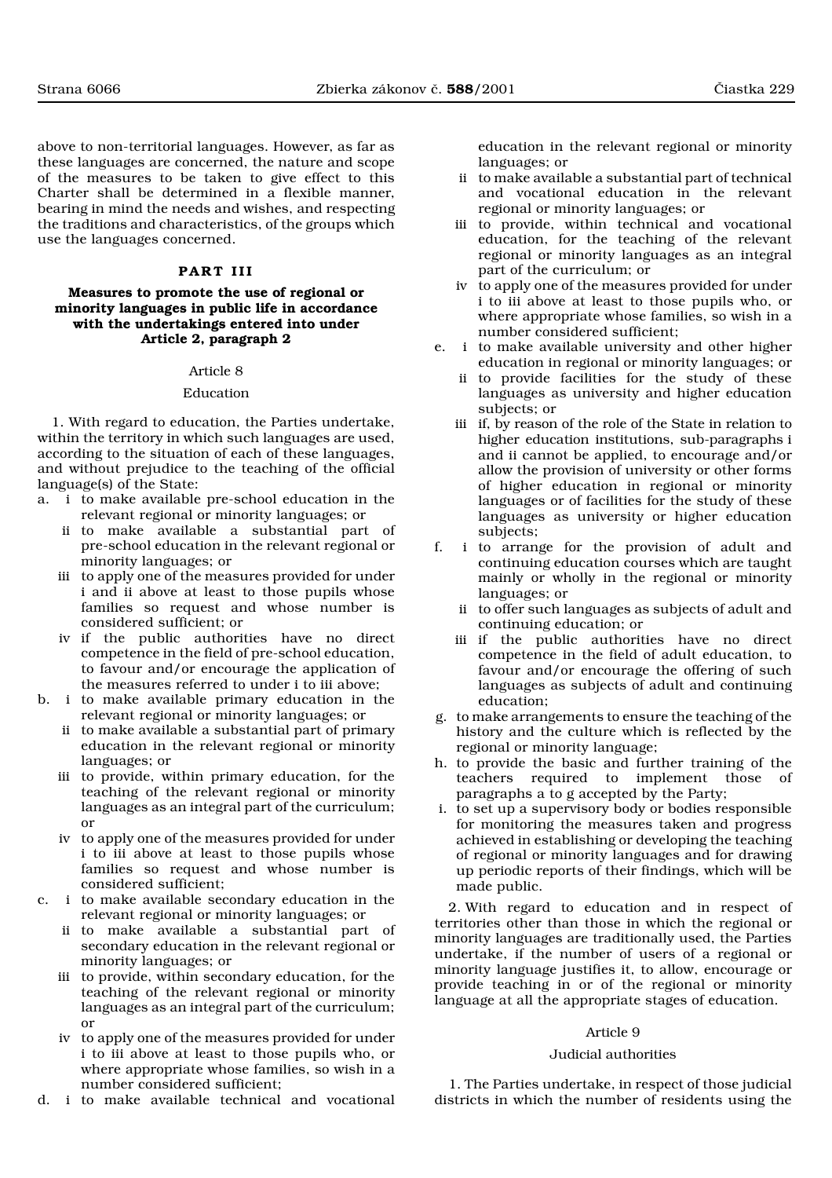above to non-territorial languages. However, as far as these languages are concerned, the nature and scope of the measures to be taken to give effect to this Charter shall be determined in a flexible manner, bearing in mind the needs and wishes, and respecting the traditions and characteristics, of the groups which use the languages concerned.

## PART III

### Measures to promote the use of regional or minority languages in public life in accordance with the undertakings entered into under Article 2, paragraph 2

Article 8

Education

1. With regard to education, the Parties undertake, within the territory in which such languages are used, according to the situation of each of these languages, and without prejudice to the teaching of the official language(s) of the State:

a. i to make available pre-school education in the relevant regional or minority languages; or
   ii to make available a substantial part of pre-school education in the relevant regional or minority languages; or
   iii to apply one of the measures provided for under i and ii above at least to those pupils whose families so request and whose number is considered sufficient; or
   iv if the public authorities have no direct competence in the field of pre-school education, to favour and/or encourage the application of the measures referred to under i to iii above;

b. i to make available primary education in the relevant regional or minority languages; or
   ii to make available a substantial part of primary education in the relevant regional or minority languages; or
   iii to provide, within primary education, for the teaching of the relevant regional or minority languages as an integral part of the curriculum; or
   iv to apply one of the measures provided for under i to iii above at least to those pupils whose families so request and whose number is considered sufficient;

c. i to make available secondary education in the relevant regional or minority languages; or
   ii to make available a substantial part of secondary education in the relevant regional or minority languages; or
   iii to provide, within secondary education, for the teaching of the relevant regional or minority languages as an integral part of the curriculum; or
   iv to apply one of the measures provided for under i to iii above at least to those pupils who, or where appropriate whose families, so wish in a number considered sufficient;

d. i to make available technical and vocational education in the relevant regional or minority languages; or
   ii to make available a substantial part of technical and vocational education in the relevant regional or minority languages; or
   iii to provide, within technical and vocational education, for the teaching of the relevant regional or minority languages as an integral part of the curriculum; or
   iv to apply one of the measures provided for under i to iii above at least to those pupils who, or where appropriate whose families, so wish in a number considered sufficient;

e. i to make available university and other higher education in regional or minority languages; or
   ii to provide facilities for the study of these languages as university and higher education subjects; or
   iii if, by reason of the role of the State in relation to higher education institutions, sub-paragraphs i and ii cannot be applied, to encourage and/or allow the provision of university or other forms of higher education in regional or minority languages or of facilities for the study of these languages as university or higher education subjects;

f. i to arrange for the provision of adult and continuing education courses which are taught mainly or wholly in the regional or minority languages; or
   ii to offer such languages as subjects of adult and continuing education; or
   iii if the public authorities have no direct competence in the field of adult education, to favour and/or encourage the offering of such languages as subjects of adult and continuing education;

g. to make arrangements to ensure the teaching of the history and the culture which is reflected by the regional or minority language;

h. to provide the basic and further training of the teachers required to implement those of paragraphs a to g accepted by the Party;

i. to set up a supervisory body or bodies responsible for monitoring the measures taken and progress achieved in establishing or developing the teaching of regional or minority languages and for drawing up periodic reports of their findings, which will be made public.

2. With regard to education and in respect of territories other than those in which the regional or minority languages are traditionally used, the Parties undertake, if the number of users of a regional or minority language justifies it, to allow, encourage or provide teaching in or of the regional or minority language at all the appropriate stages of education.

Article 9

Judicial authorities

1. The Parties undertake, in respect of those judicial districts in which the number of residents using the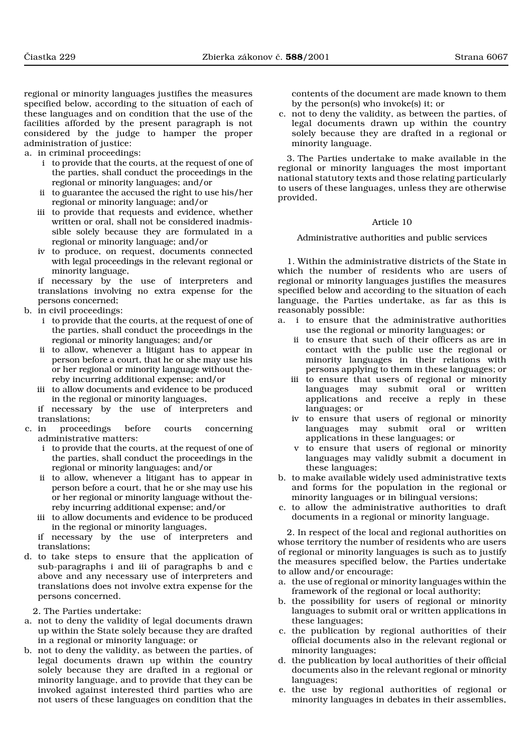regional or minority languages justifies the measures specified below, according to the situation of each of these languages and on condition that the use of the facilities afforded by the present paragraph is not considered by the judge to hamper the proper administration of justice:

a. in criminal proceedings:
   - i to provide that the courts, at the request of one of the parties, shall conduct the proceedings in the regional or minority languages; and/or
   - ii to guarantee the accused the right to use his/her regional or minority language; and/or
   - iii to provide that requests and evidence, whether written or oral, shall not be considered inadmissible solely because they are formulated in a regional or minority language; and/or
   - iv to produce, on request, documents connected with legal proceedings in the relevant regional or minority language,

   if necessary by the use of interpreters and translations involving no extra expense for the persons concerned;

b. in civil proceedings:
   - i to provide that the courts, at the request of one of the parties, shall conduct the proceedings in the regional or minority languages; and/or
   - ii to allow, whenever a litigant has to appear in person before a court, that he or she may use his or her regional or minority language without thereby incurring additional expense; and/or
   - iii to allow documents and evidence to be produced in the regional or minority languages,

   if necessary by the use of interpreters and translations;

c. in proceedings before courts concerning administrative matters:
   - i to provide that the courts, at the request of one of the parties, shall conduct the proceedings in the regional or minority languages; and/or
   - ii to allow, whenever a litigant has to appear in person before a court, that he or she may use his or her regional or minority language without thereby incurring additional expense; and/or
   - iii to allow documents and evidence to be produced in the regional or minority languages,

   if necessary by the use of interpreters and translations;

d. to take steps to ensure that the application of sub-paragraphs i and iii of paragraphs b and c above and any necessary use of interpreters and translations does not involve extra expense for the persons concerned.

2. The Parties undertake:

a. not to deny the validity of legal documents drawn up within the State solely because they are drafted in a regional or minority language; or
b. not to deny the validity, as between the parties, of legal documents drawn up within the country solely because they are drafted in a regional or minority language, and to provide that they can be invoked against interested third parties who are not users of these languages on condition that the contents of the document are made known to them by the person(s) who invoke(s) it; or
c. not to deny the validity, as between the parties, of legal documents drawn up within the country solely because they are drafted in a regional or minority language.

3. The Parties undertake to make available in the regional or minority languages the most important national statutory texts and those relating particularly to users of these languages, unless they are otherwise provided.

## Article 10

### Administrative authorities and public services

1. Within the administrative districts of the State in which the number of residents who are users of regional or minority languages justifies the measures specified below and according to the situation of each language, the Parties undertake, as far as this is reasonably possible:

a. 
   - i to ensure that the administrative authorities use the regional or minority languages; or
   - ii to ensure that such of their officers as are in contact with the public use the regional or minority languages in their relations with persons applying to them in these languages; or
   - iii to ensure that users of regional or minority languages may submit oral or written applications and receive a reply in these languages; or
   - iv to ensure that users of regional or minority languages may submit oral or written applications in these languages; or
   - v to ensure that users of regional or minority languages may validly submit a document in these languages;

b. to make available widely used administrative texts and forms for the population in the regional or minority languages or in bilingual versions;
c. to allow the administrative authorities to draft documents in a regional or minority language.

2. In respect of the local and regional authorities on whose territory the number of residents who are users of regional or minority languages is such as to justify the measures specified below, the Parties undertake to allow and/or encourage:

a. the use of regional or minority languages within the framework of the regional or local authority;
b. the possibility for users of regional or minority languages to submit oral or written applications in these languages;
c. the publication by regional authorities of their official documents also in the relevant regional or minority languages;
d. the publication by local authorities of their official documents also in the relevant regional or minority languages;
e. the use by regional authorities of regional or minority languages in debates in their assemblies,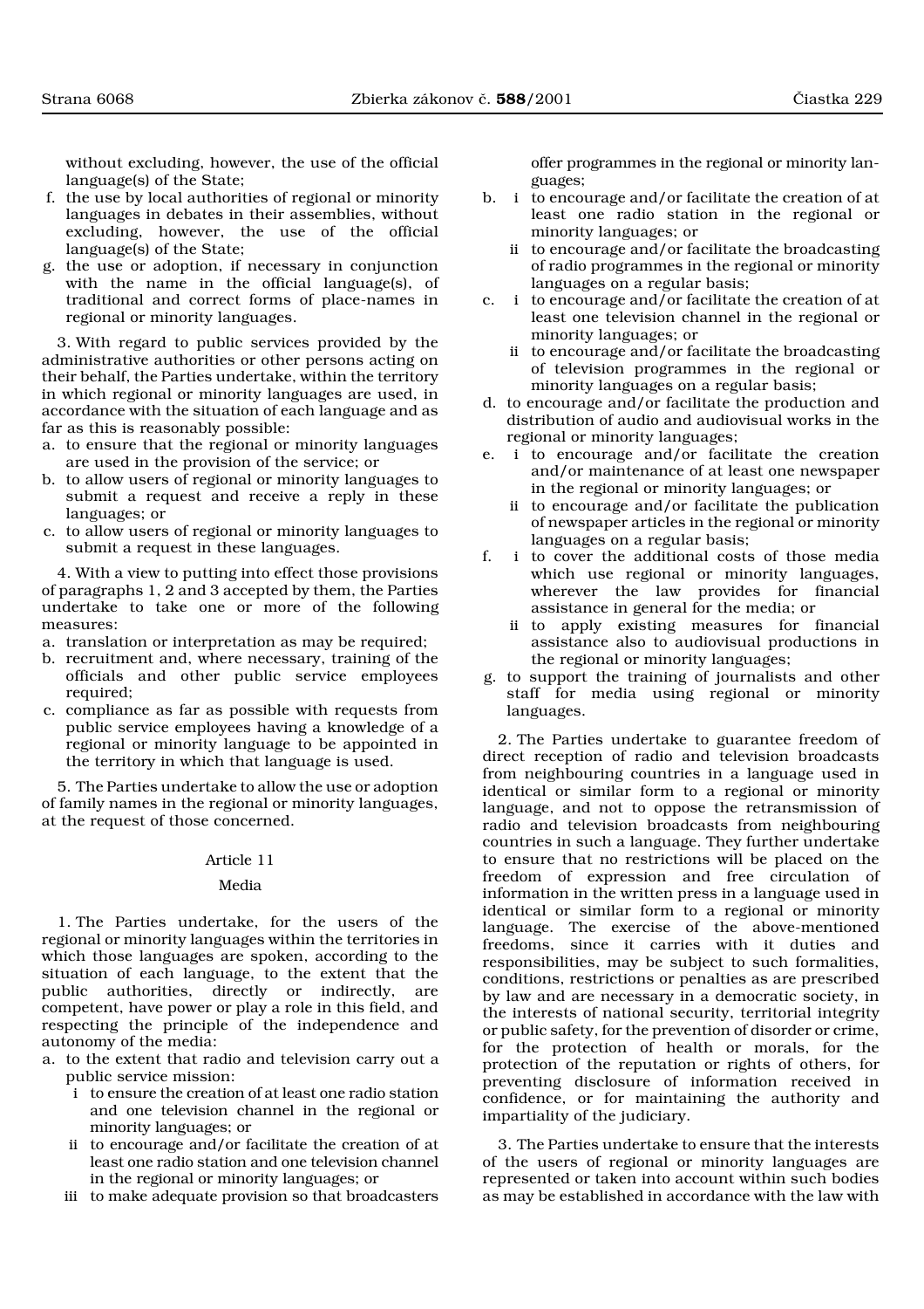without excluding, however, the use of the official language(s) of the State;

f. the use by local authorities of regional or minority languages in debates in their assemblies, without excluding, however, the use of the official language(s) of the State;

g. the use or adoption, if necessary in conjunction with the name in the official language(s), of traditional and correct forms of place-names in regional or minority languages.

3. With regard to public services provided by the administrative authorities or other persons acting on their behalf, the Parties undertake, within the territory in which regional or minority languages are used, in accordance with the situation of each language and as far as this is reasonably possible:

a. to ensure that the regional or minority languages are used in the provision of the service; or

b. to allow users of regional or minority languages to submit a request and receive a reply in these languages; or

c. to allow users of regional or minority languages to submit a request in these languages.

4. With a view to putting into effect those provisions of paragraphs 1, 2 and 3 accepted by them, the Parties undertake to take one or more of the following measures:

a. translation or interpretation as may be required;

b. recruitment and, where necessary, training of the officials and other public service employees required;

c. compliance as far as possible with requests from public service employees having a knowledge of a regional or minority language to be appointed in the territory in which that language is used.

5. The Parties undertake to allow the use or adoption of family names in the regional or minority languages, at the request of those concerned.

Article 11

Media

1. The Parties undertake, for the users of the regional or minority languages within the territories in which those languages are spoken, according to the situation of each language, to the extent that the public authorities, directly or indirectly, are competent, have power or play a role in this field, and respecting the principle of the independence and autonomy of the media:

a. to the extent that radio and television carry out a public service mission:

   i to ensure the creation of at least one radio station and one television channel in the regional or minority languages; or

   ii to encourage and/or facilitate the creation of at least one radio station and one television channel in the regional or minority languages; or

   iii to make adequate provision so that broadcasters offer programmes in the regional or minority languages;

b. i to encourage and/or facilitate the creation of at least one radio station in the regional or minority languages; or

   ii to encourage and/or facilitate the broadcasting of radio programmes in the regional or minority languages on a regular basis;

c. i to encourage and/or facilitate the creation of at least one television channel in the regional or minority languages; or

   ii to encourage and/or facilitate the broadcasting of television programmes in the regional or minority languages on a regular basis;

d. to encourage and/or facilitate the production and distribution of audio and audiovisual works in the regional or minority languages;

e. i to encourage and/or facilitate the creation and/or maintenance of at least one newspaper in the regional or minority languages; or

   ii to encourage and/or facilitate the publication of newspaper articles in the regional or minority languages on a regular basis;

f. i to cover the additional costs of those media which use regional or minority languages, wherever the law provides for financial assistance in general for the media; or

   ii to apply existing measures for financial assistance also to audiovisual productions in the regional or minority languages;

g. to support the training of journalists and other staff for media using regional or minority languages.

2. The Parties undertake to guarantee freedom of direct reception of radio and television broadcasts from neighbouring countries in a language used in identical or similar form to a regional or minority language, and not to oppose the retransmission of radio and television broadcasts from neighbouring countries in such a language. They further undertake to ensure that no restrictions will be placed on the freedom of expression and free circulation of information in the written press in a language used in identical or similar form to a regional or minority language. The exercise of the above-mentioned freedoms, since it carries with it duties and responsibilities, may be subject to such formalities, conditions, restrictions or penalties as are prescribed by law and are necessary in a democratic society, in the interests of national security, territorial integrity or public safety, for the prevention of disorder or crime, for the protection of health or morals, for the protection of the reputation or rights of others, for preventing disclosure of information received in confidence, or for maintaining the authority and impartiality of the judiciary.

3. The Parties undertake to ensure that the interests of the users of regional or minority languages are represented or taken into account within such bodies as may be established in accordance with the law with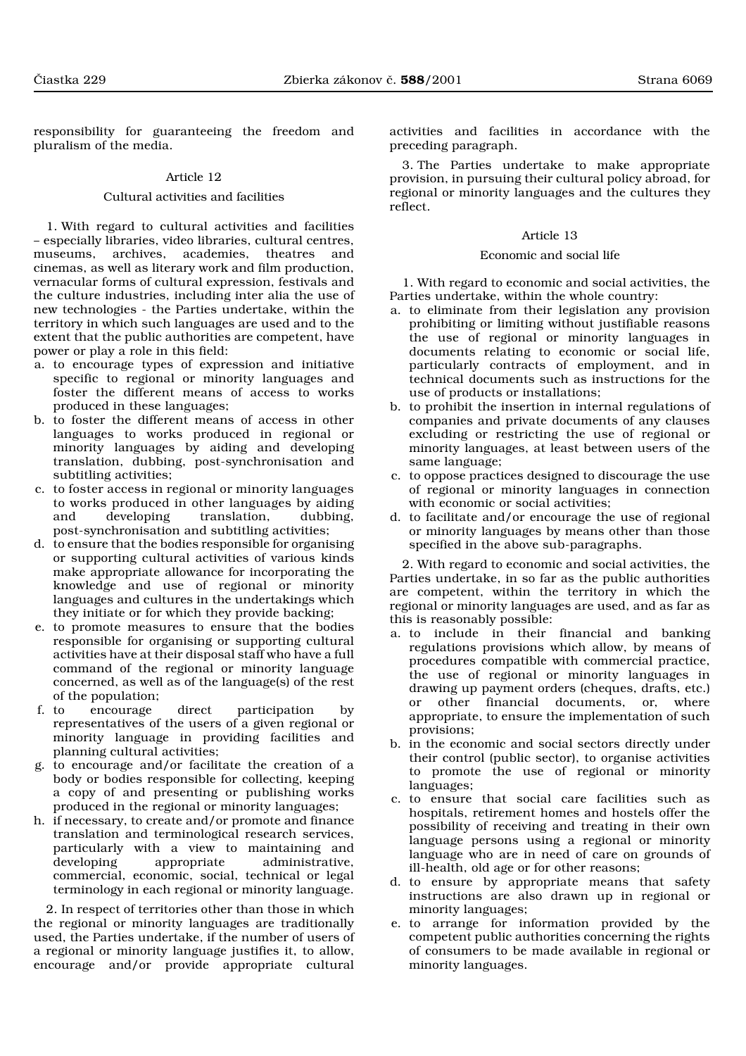responsibility for guaranteeing the freedom and pluralism of the media.

### Article 12

### Cultural activities and facilities

1. With regard to cultural activities and facilities – especially libraries, video libraries, cultural centres, museums, archives, academies, theatres and cinemas, as well as literary work and film production, vernacular forms of cultural expression, festivals and the culture industries, including inter alia the use of new technologies - the Parties undertake, within the territory in which such languages are used and to the extent that the public authorities are competent, have power or play a role in this field:

a. to encourage types of expression and initiative specific to regional or minority languages and foster the different means of access to works produced in these languages;
b. to foster the different means of access in other languages to works produced in regional or minority languages by aiding and developing translation, dubbing, post-synchronisation and subtitling activities;
c. to foster access in regional or minority languages to works produced in other languages by aiding and developing translation, dubbing, post-synchronisation and subtitling activities;
d. to ensure that the bodies responsible for organising or supporting cultural activities of various kinds make appropriate allowance for incorporating the knowledge and use of regional or minority languages and cultures in the undertakings which they initiate or for which they provide backing;
e. to promote measures to ensure that the bodies responsible for organising or supporting cultural activities have at their disposal staff who have a full command of the regional or minority language concerned, as well as of the language(s) of the rest of the population;
f. to encourage direct participation by representatives of the users of a given regional or minority language in providing facilities and planning cultural activities;
g. to encourage and/or facilitate the creation of a body or bodies responsible for collecting, keeping a copy of and presenting or publishing works produced in the regional or minority languages;
h. if necessary, to create and/or promote and finance translation and terminological research services, particularly with a view to maintaining and developing appropriate administrative, commercial, economic, social, technical or legal terminology in each regional or minority language.

2. In respect of territories other than those in which the regional or minority languages are traditionally used, the Parties undertake, if the number of users of a regional or minority language justifies it, to allow, encourage and/or provide appropriate cultural activities and facilities in accordance with the preceding paragraph.

3. The Parties undertake to make appropriate provision, in pursuing their cultural policy abroad, for regional or minority languages and the cultures they reflect.

### Article 13

### Economic and social life

1. With regard to economic and social activities, the Parties undertake, within the whole country:

a. to eliminate from their legislation any provision prohibiting or limiting without justifiable reasons the use of regional or minority languages in documents relating to economic or social life, particularly contracts of employment, and in technical documents such as instructions for the use of products or installations;
b. to prohibit the insertion in internal regulations of companies and private documents of any clauses excluding or restricting the use of regional or minority languages, at least between users of the same language;
c. to oppose practices designed to discourage the use of regional or minority languages in connection with economic or social activities;
d. to facilitate and/or encourage the use of regional or minority languages by means other than those specified in the above sub-paragraphs.

2. With regard to economic and social activities, the Parties undertake, in so far as the public authorities are competent, within the territory in which the regional or minority languages are used, and as far as this is reasonably possible:

a. to include in their financial and banking regulations provisions which allow, by means of procedures compatible with commercial practice, the use of regional or minority languages in drawing up payment orders (cheques, drafts, etc.) or other financial documents, or, where appropriate, to ensure the implementation of such provisions;
b. in the economic and social sectors directly under their control (public sector), to organise activities to promote the use of regional or minority languages;
c. to ensure that social care facilities such as hospitals, retirement homes and hostels offer the possibility of receiving and treating in their own language persons using a regional or minority language who are in need of care on grounds of ill-health, old age or for other reasons;
d. to ensure by appropriate means that safety instructions are also drawn up in regional or minority languages;
e. to arrange for information provided by the competent public authorities concerning the rights of consumers to be made available in regional or minority languages.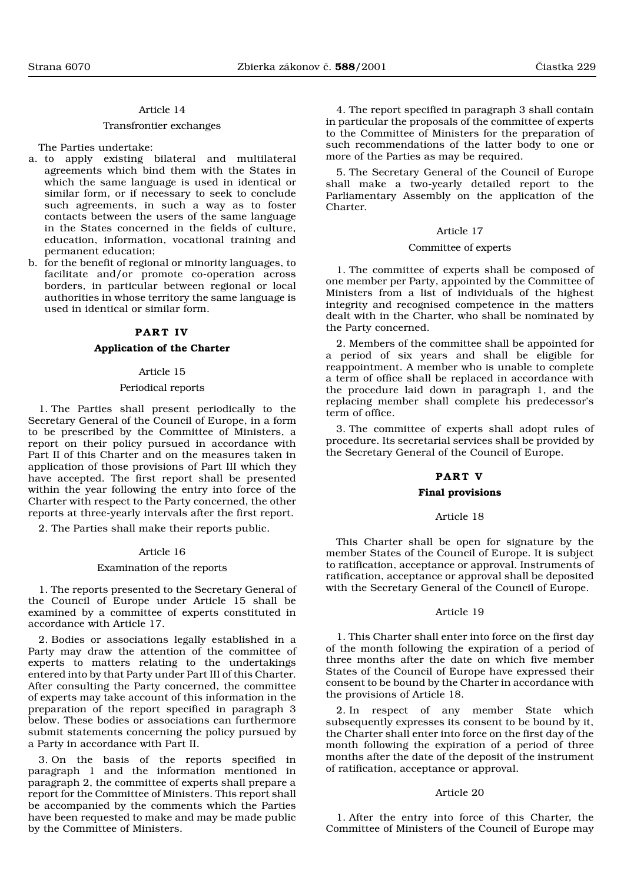Article 14

Transfrontier exchanges

The Parties undertake:

a. to apply existing bilateral and multilateral agreements which bind them with the States in which the same language is used in identical or similar form, or if necessary to seek to conclude such agreements, in such a way as to foster contacts between the users of the same language in the States concerned in the fields of culture, education, information, vocational training and permanent education;
b. for the benefit of regional or minority languages, to facilitate and/or promote co-operation across borders, in particular between regional or local authorities in whose territory the same language is used in identical or similar form.

## PART IV

### Application of the Charter

Article 15

Periodical reports

1. The Parties shall present periodically to the Secretary General of the Council of Europe, in a form to be prescribed by the Committee of Ministers, a report on their policy pursued in accordance with Part II of this Charter and on the measures taken in application of those provisions of Part III which they have accepted. The first report shall be presented within the year following the entry into force of the Charter with respect to the Party concerned, the other reports at three-yearly intervals after the first report.

2. The Parties shall make their reports public.

Article 16

Examination of the reports

1. The reports presented to the Secretary General of the Council of Europe under Article 15 shall be examined by a committee of experts constituted in accordance with Article 17.

2. Bodies or associations legally established in a Party may draw the attention of the committee of experts to matters relating to the undertakings entered into by that Party under Part III of this Charter. After consulting the Party concerned, the committee of experts may take account of this information in the preparation of the report specified in paragraph 3 below. These bodies or associations can furthermore submit statements concerning the policy pursued by a Party in accordance with Part II.

3. On the basis of the reports specified in paragraph 1 and the information mentioned in paragraph 2, the committee of experts shall prepare a report for the Committee of Ministers. This report shall be accompanied by the comments which the Parties have been requested to make and may be made public by the Committee of Ministers.

4. The report specified in paragraph 3 shall contain in particular the proposals of the committee of experts to the Committee of Ministers for the preparation of such recommendations of the latter body to one or more of the Parties as may be required.

5. The Secretary General of the Council of Europe shall make a two-yearly detailed report to the Parliamentary Assembly on the application of the Charter.

Article 17

Committee of experts

1. The committee of experts shall be composed of one member per Party, appointed by the Committee of Ministers from a list of individuals of the highest integrity and recognised competence in the matters dealt with in the Charter, who shall be nominated by the Party concerned.

2. Members of the committee shall be appointed for a period of six years and shall be eligible for reappointment. A member who is unable to complete a term of office shall be replaced in accordance with the procedure laid down in paragraph 1, and the replacing member shall complete his predecessor's term of office.

3. The committee of experts shall adopt rules of procedure. Its secretarial services shall be provided by the Secretary General of the Council of Europe.

## PART V

### Final provisions

Article 18

This Charter shall be open for signature by the member States of the Council of Europe. It is subject to ratification, acceptance or approval. Instruments of ratification, acceptance or approval shall be deposited with the Secretary General of the Council of Europe.

Article 19

1. This Charter shall enter into force on the first day of the month following the expiration of a period of three months after the date on which five member States of the Council of Europe have expressed their consent to be bound by the Charter in accordance with the provisions of Article 18.

2. In respect of any member State which subsequently expresses its consent to be bound by it, the Charter shall enter into force on the first day of the month following the expiration of a period of three months after the date of the deposit of the instrument of ratification, acceptance or approval.

Article 20

1. After the entry into force of this Charter, the Committee of Ministers of the Council of Europe may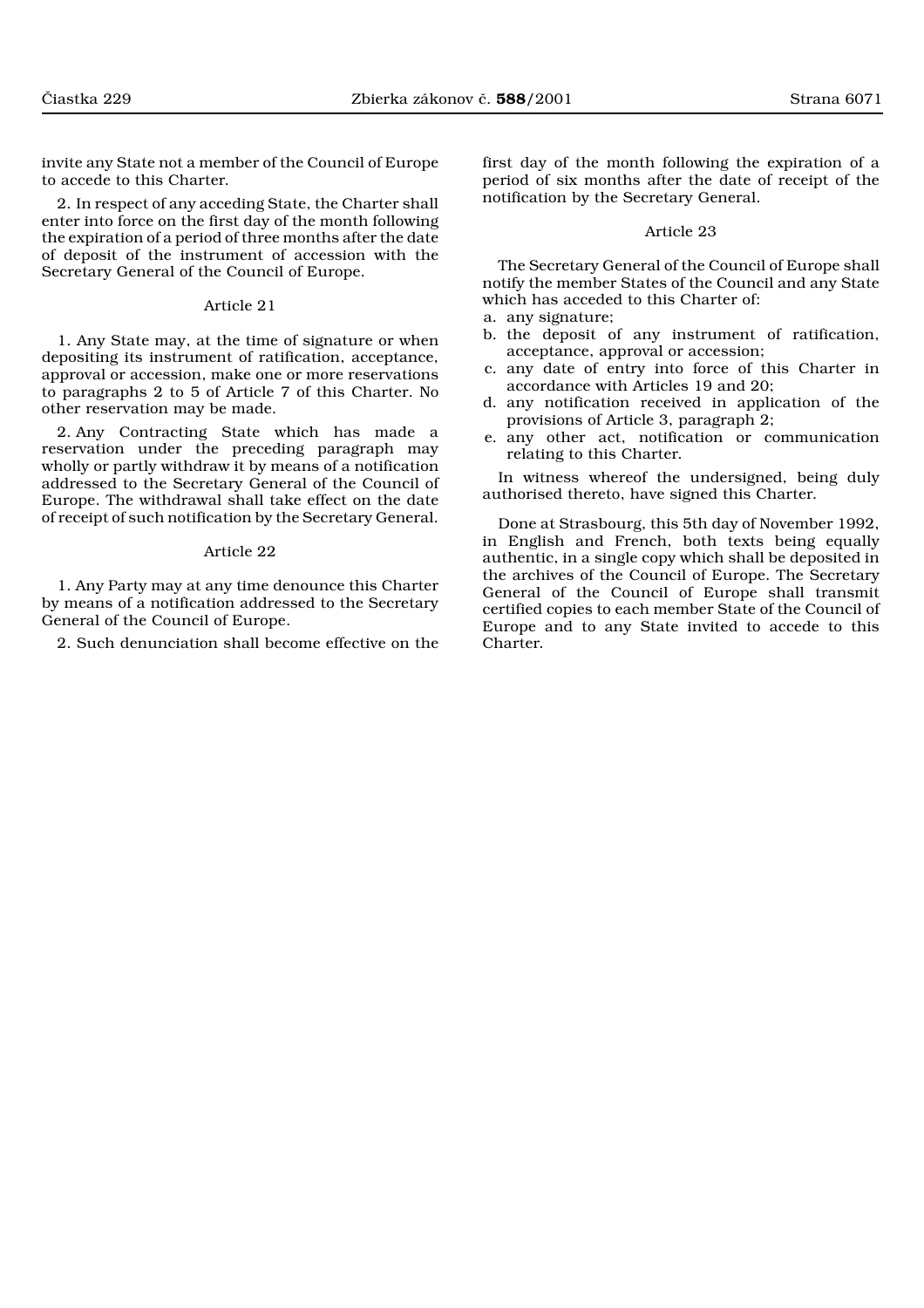invite any State not a member of the Council of Europe to accede to this Charter.

2. In respect of any acceding State, the Charter shall enter into force on the first day of the month following the expiration of a period of three months after the date of deposit of the instrument of accession with the Secretary General of the Council of Europe.

### Article 21

1. Any State may, at the time of signature or when depositing its instrument of ratification, acceptance, approval or accession, make one or more reservations to paragraphs 2 to 5 of Article 7 of this Charter. No other reservation may be made.

2. Any Contracting State which has made a reservation under the preceding paragraph may wholly or partly withdraw it by means of a notification addressed to the Secretary General of the Council of Europe. The withdrawal shall take effect on the date of receipt of such notification by the Secretary General.

### Article 22

1. Any Party may at any time denounce this Charter by means of a notification addressed to the Secretary General of the Council of Europe.

2. Such denunciation shall become effective on the first day of the month following the expiration of a period of six months after the date of receipt of the notification by the Secretary General.

### Article 23

The Secretary General of the Council of Europe shall notify the member States of the Council and any State which has acceded to this Charter of:

a. any signature;
b. the deposit of any instrument of ratification, acceptance, approval or accession;
c. any date of entry into force of this Charter in accordance with Articles 19 and 20;
d. any notification received in application of the provisions of Article 3, paragraph 2;
e. any other act, notification or communication relating to this Charter.

In witness whereof the undersigned, being duly authorised thereto, have signed this Charter.

Done at Strasbourg, this 5th day of November 1992, in English and French, both texts being equally authentic, in a single copy which shall be deposited in the archives of the Council of Europe. The Secretary General of the Council of Europe shall transmit certified copies to each member State of the Council of Europe and to any State invited to accede to this Charter.